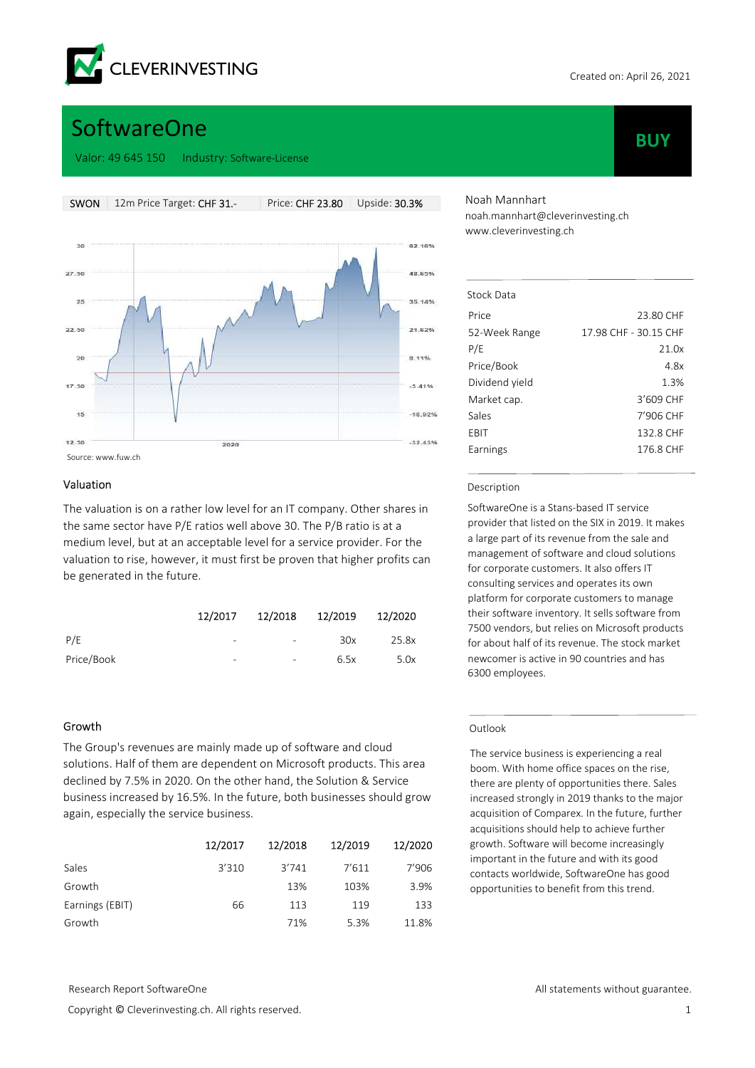CLEVERINVESTING

Created on: April 26, 2021

# SoftwareOne

Valor: 49 645 150    Industry: Software-License

**BUY**

| SWON | 12m Price Target: CHF 31.- | Price: CHF 23.80 | Upside: 30.3% |
|---|---|---|---|

Source: www.fuw.ch

Noah Mannhart
noah.mannhart@cleverinvesting.ch
www.cleverinvesting.ch

### Stock Data

| | |
|---|---|
| Price | 23.80 CHF |
| 52-Week Range | 17.98 CHF - 30.15 CHF |
| P/E | 21.0x |
| Price/Book | 4.8x |
| Dividend yield | 1.3% |
| Market cap. | 3'609 CHF |
| Sales | 7'906 CHF |
| EBIT | 132.8 CHF |
| Earnings | 176.8 CHF |

### Description

SoftwareOne is a Stans-based IT service provider that listed on the SIX in 2019. It makes a large part of its revenue from the sale and management of software and cloud solutions for corporate customers. It also offers IT consulting services and operates its own platform for corporate customers to manage their software inventory. It sells software from 7500 vendors, but relies on Microsoft products for about half of its revenue. The stock market newcomer is active in 90 countries and has 6300 employees.

### Outlook

The service business is experiencing a real boom. With home office spaces on the rise, there are plenty of opportunities there. Sales increased strongly in 2019 thanks to the major acquisition of Comparex. In the future, further acquisitions should help to achieve further growth. Software will become increasingly important in the future and with its good contacts worldwide, SoftwareOne has good opportunities to benefit from this trend.

### Valuation

The valuation is on a rather low level for an IT company. Other shares in the same sector have P/E ratios well above 30. The P/B ratio is at a medium level, but at an acceptable level for a service provider. For the valuation to rise, however, it must first be proven that higher profits can be generated in the future.

| | 12/2017 | 12/2018 | 12/2019 | 12/2020 |
|---|---|---|---|---|
| P/E | - | - | 30x | 25.8x |
| Price/Book | - | - | 6.5x | 5.0x |

### Growth

The Group's revenues are mainly made up of software and cloud solutions. Half of them are dependent on Microsoft products. This area declined by 7.5% in 2020. On the other hand, the Solution & Service business increased by 16.5%. In the future, both businesses should grow again, especially the service business.

| | 12/2017 | 12/2018 | 12/2019 | 12/2020 |
|---|---|---|---|---|
| Sales | 3'310 | 3'741 | 7'611 | 7'906 |
| Growth | | 13% | 103% | 3.9% |
| Earnings (EBIT) | 66 | 113 | 119 | 133 |
| Growth | | 71% | 5.3% | 11.8% |

Research Report SoftwareOne

Copyright © Cleverinvesting.ch. All rights reserved.

All statements without guarantee.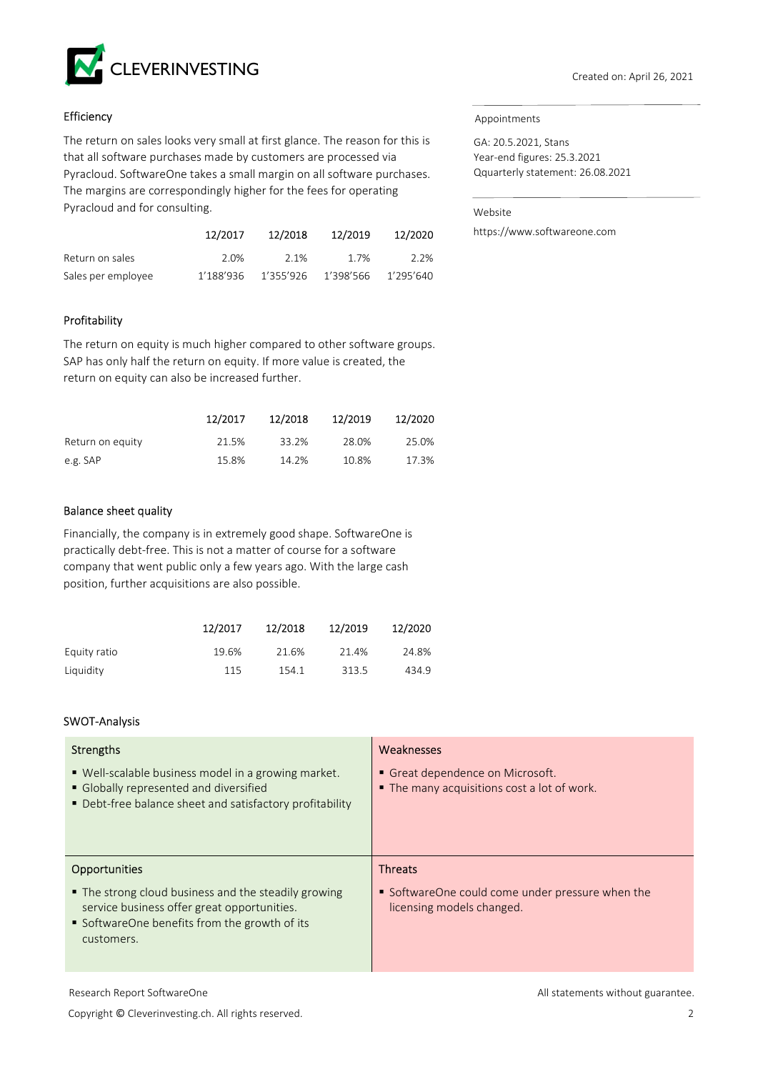## Efficiency

The return on sales looks very small at first glance. The reason for this is that all software purchases made by customers are processed via Pyracloud. SoftwareOne takes a small margin on all software purchases. The margins are correspondingly higher for the fees for operating Pyracloud and for consulting.

| | 12/2017 | 12/2018 | 12/2019 | 12/2020 |
|---|---|---|---|---|
| Return on sales | 2.0% | 2.1% | 1.7% | 2.2% |
| Sales per employee | 1'188'936 | 1'355'926 | 1'398'566 | 1'295'640 |

## Profitability

The return on equity is much higher compared to other software groups. SAP has only half the return on equity. If more value is created, the return on equity can also be increased further.

| | 12/2017 | 12/2018 | 12/2019 | 12/2020 |
|---|---|---|---|---|
| Return on equity | 21.5% | 33.2% | 28.0% | 25.0% |
| e.g. SAP | 15.8% | 14.2% | 10.8% | 17.3% |

## Balance sheet quality

Financially, the company is in extremely good shape. SoftwareOne is practically debt-free. This is not a matter of course for a software company that went public only a few years ago. With the large cash position, further acquisitions are also possible.

| | 12/2017 | 12/2018 | 12/2019 | 12/2020 |
|---|---|---|---|---|
| Equity ratio | 19.6% | 21.6% | 21.4% | 24.8% |
| Liquidity | 115 | 154.1 | 313.5 | 434.9 |

## SWOT-Analysis

| Strengths | Weaknesses |
|---|---|
| ▪ Well-scalable business model in a growing market.<br>▪ Globally represented and diversified<br>▪ Debt-free balance sheet and satisfactory profitability | ▪ Great dependence on Microsoft.<br>▪ The many acquisitions cost a lot of work. |
| **Opportunities** | **Threats** |
| ▪ The strong cloud business and the steadily growing service business offer great opportunities.<br>▪ SoftwareOne benefits from the growth of its customers. | ▪ SoftwareOne could come under pressure when the licensing models changed. |

Appointments

GA: 20.5.2021, Stans
Year-end figures: 25.3.2021
Qquarterly statement: 26.08.2021

Website

https://www.softwareone.com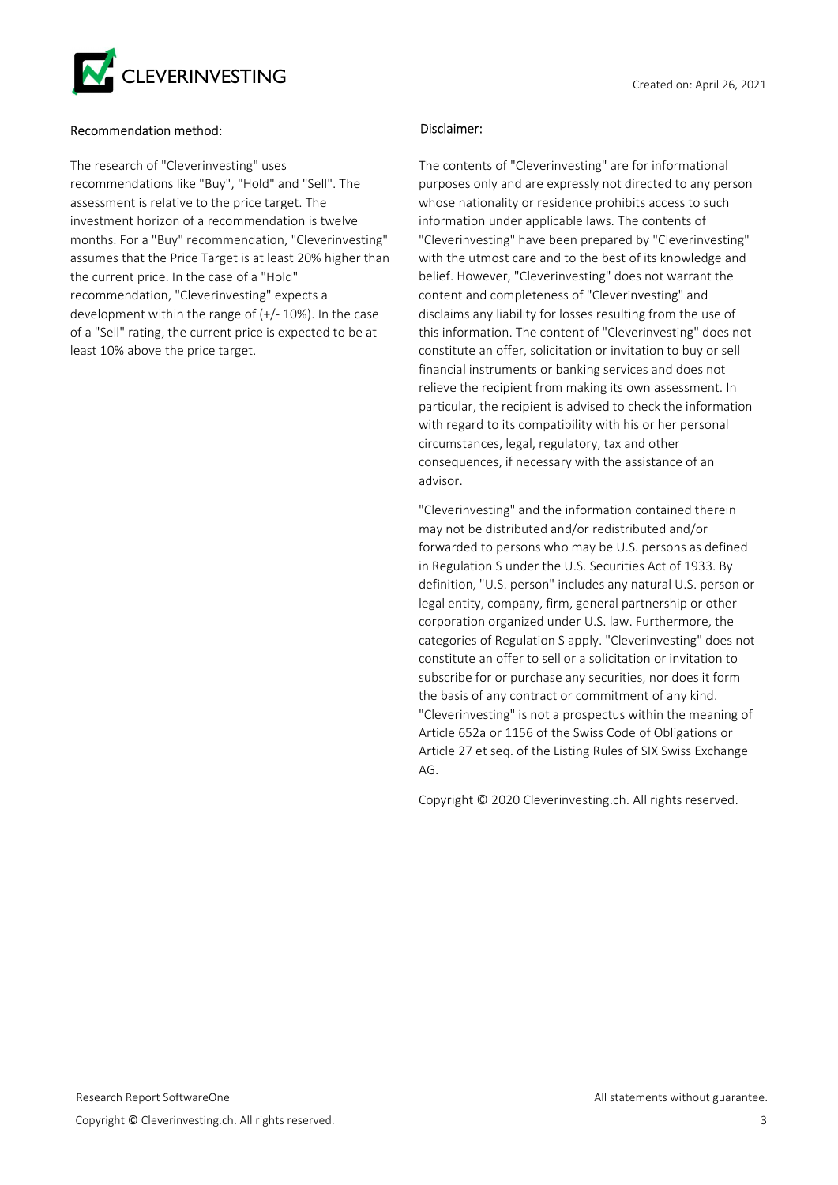### Recommendation method:

The research of "Cleverinvesting" uses recommendations like "Buy", "Hold" and "Sell". The assessment is relative to the price target. The investment horizon of a recommendation is twelve months. For a "Buy" recommendation, "Cleverinvesting" assumes that the Price Target is at least 20% higher than the current price. In the case of a "Hold" recommendation, "Cleverinvesting" expects a development within the range of (+/- 10%). In the case of a "Sell" rating, the current price is expected to be at least 10% above the price target.

### Disclaimer:

The contents of "Cleverinvesting" are for informational purposes only and are expressly not directed to any person whose nationality or residence prohibits access to such information under applicable laws. The contents of "Cleverinvesting" have been prepared by "Cleverinvesting" with the utmost care and to the best of its knowledge and belief. However, "Cleverinvesting" does not warrant the content and completeness of "Cleverinvesting" and disclaims any liability for losses resulting from the use of this information. The content of "Cleverinvesting" does not constitute an offer, solicitation or invitation to buy or sell financial instruments or banking services and does not relieve the recipient from making its own assessment. In particular, the recipient is advised to check the information with regard to its compatibility with his or her personal circumstances, legal, regulatory, tax and other consequences, if necessary with the assistance of an advisor.

"Cleverinvesting" and the information contained therein may not be distributed and/or redistributed and/or forwarded to persons who may be U.S. persons as defined in Regulation S under the U.S. Securities Act of 1933. By definition, "U.S. person" includes any natural U.S. person or legal entity, company, firm, general partnership or other corporation organized under U.S. law. Furthermore, the categories of Regulation S apply. "Cleverinvesting" does not constitute an offer to sell or a solicitation or invitation to subscribe for or purchase any securities, nor does it form the basis of any contract or commitment of any kind. "Cleverinvesting" is not a prospectus within the meaning of Article 652a or 1156 of the Swiss Code of Obligations or Article 27 et seq. of the Listing Rules of SIX Swiss Exchange AG.

Copyright © 2020 Cleverinvesting.ch. All rights reserved.